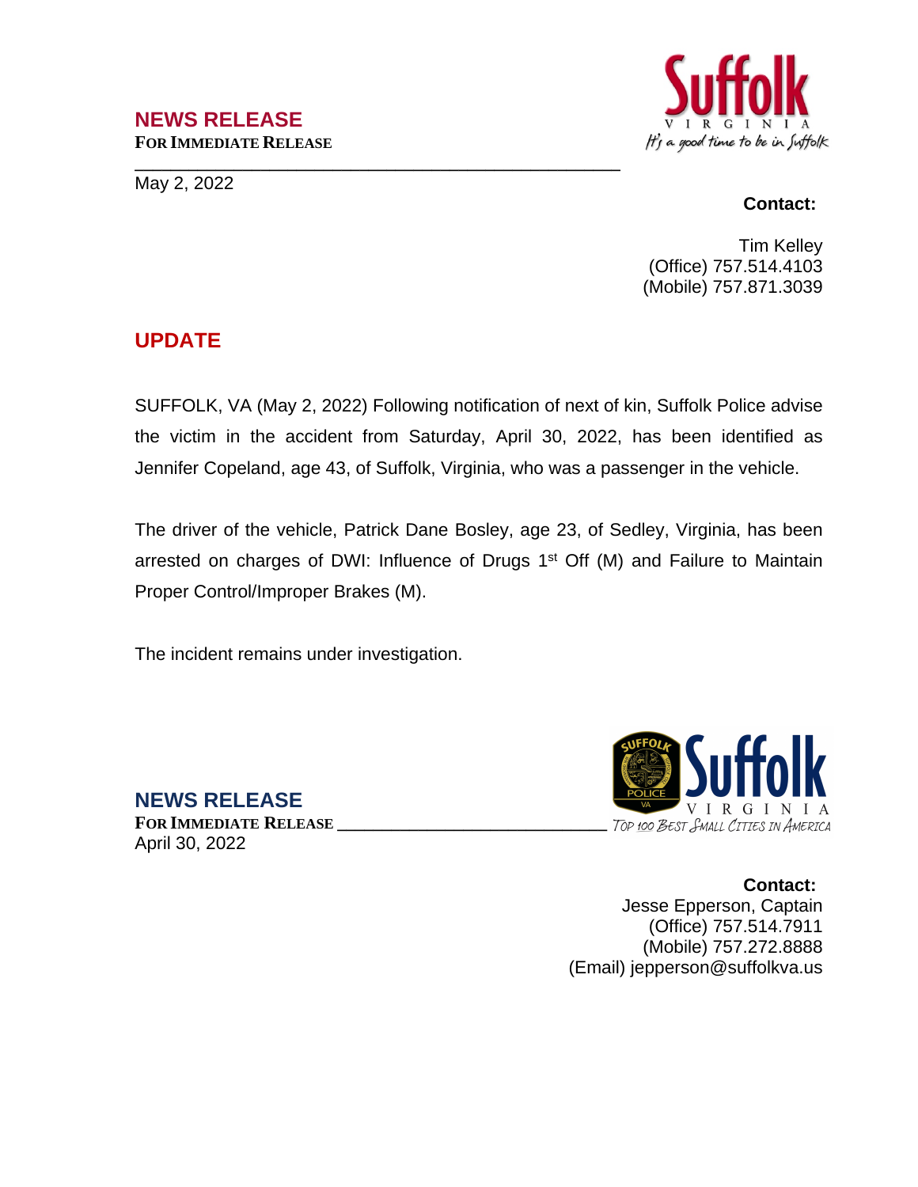## NEWS RELEASE

**FOR IMMEDIATE RELEASE**

May 2, 2022

**Contact:**

Tim Kelley
(Office) 757.514.4103
(Mobile) 757.871.3039

## UPDATE

SUFFOLK, VA (May 2, 2022) Following notification of next of kin, Suffolk Police advise the victim in the accident from Saturday, April 30, 2022, has been identified as Jennifer Copeland, age 43, of Suffolk, Virginia, who was a passenger in the vehicle.

The driver of the vehicle, Patrick Dane Bosley, age 23, of Sedley, Virginia, has been arrested on charges of DWI: Influence of Drugs 1st Off (M) and Failure to Maintain Proper Control/Improper Brakes (M).

The incident remains under investigation.

## NEWS RELEASE

**FOR IMMEDIATE RELEASE**

April 30, 2022

**Contact:**

Jesse Epperson, Captain
(Office) 757.514.7911
(Mobile) 757.272.8888
(Email) jepperson@suffolkva.us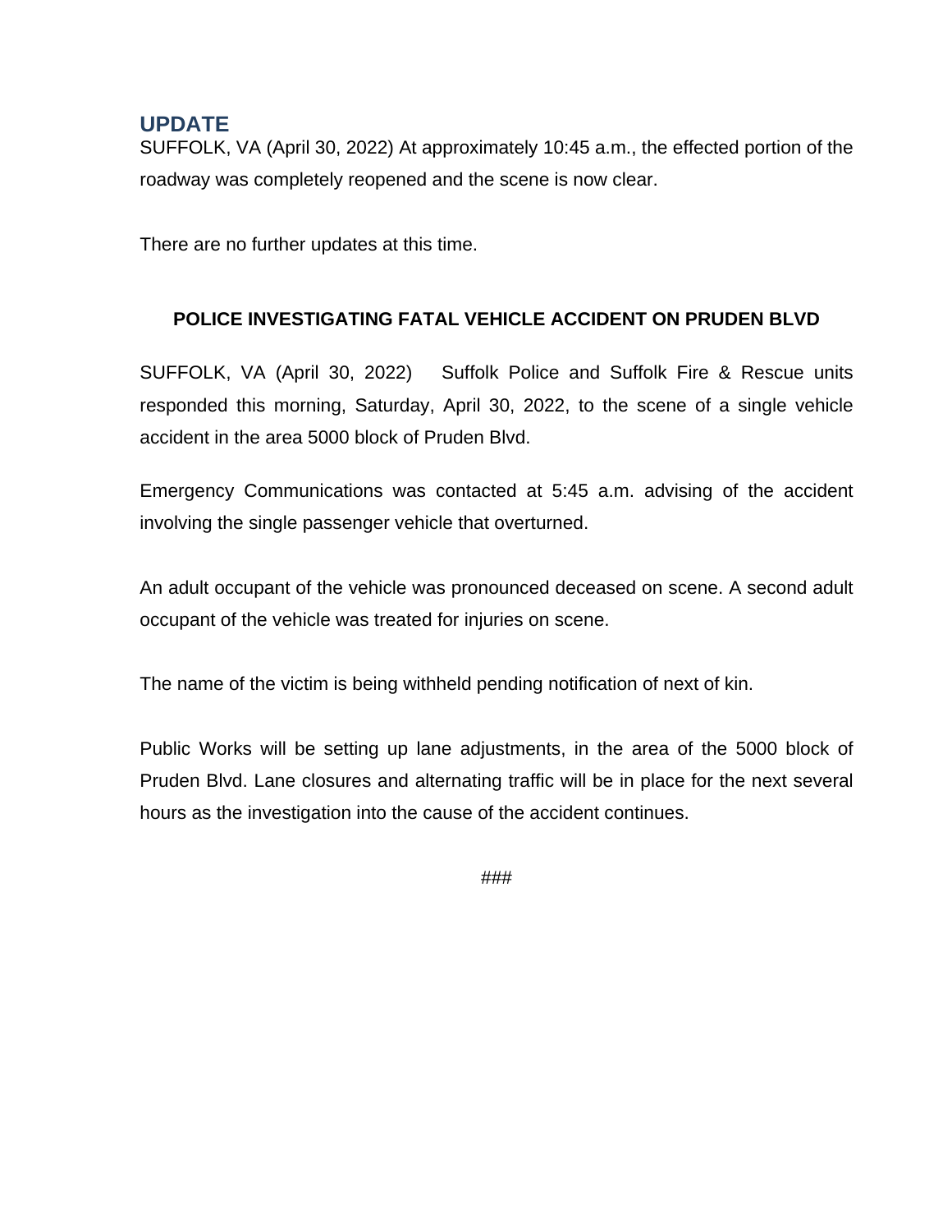## UPDATE

SUFFOLK, VA (April 30, 2022) At approximately 10:45 a.m., the effected portion of the roadway was completely reopened and the scene is now clear.

There are no further updates at this time.

**POLICE INVESTIGATING FATAL VEHICLE ACCIDENT ON PRUDEN BLVD**

SUFFOLK, VA (April 30, 2022) Suffolk Police and Suffolk Fire & Rescue units responded this morning, Saturday, April 30, 2022, to the scene of a single vehicle accident in the area 5000 block of Pruden Blvd.

Emergency Communications was contacted at 5:45 a.m. advising of the accident involving the single passenger vehicle that overturned.

An adult occupant of the vehicle was pronounced deceased on scene. A second adult occupant of the vehicle was treated for injuries on scene.

The name of the victim is being withheld pending notification of next of kin.

Public Works will be setting up lane adjustments, in the area of the 5000 block of Pruden Blvd. Lane closures and alternating traffic will be in place for the next several hours as the investigation into the cause of the accident continues.

###